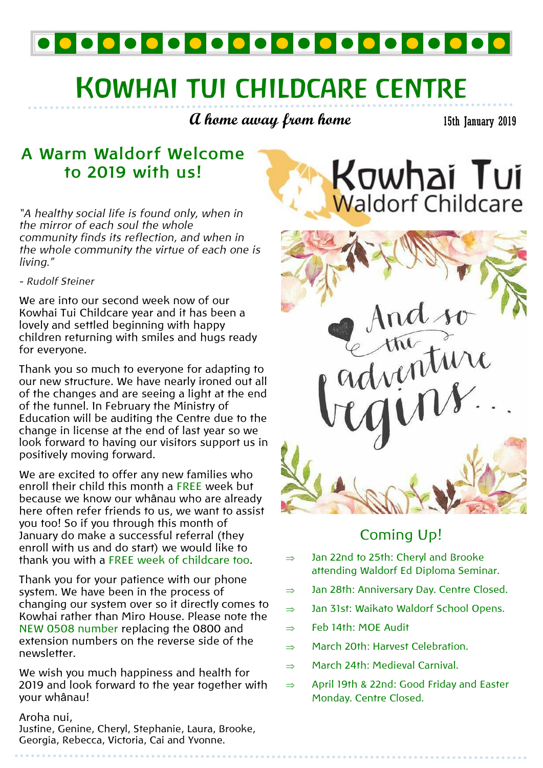# KOWHAI TUI CHILDCARE CENTRE

*A home away from home*

15th January 2019

## A Warm Waldorf Welcome to 2019 with us!

*"A healthy social life is found only, when in the mirror of each soul the whole community finds its reflection, and when in the whole community the virtue of each one is living."*

*- Rudolf Steiner*

We are into our second week now of our Kowhai Tui Childcare year and it has been a lovely and settled beginning with happy children returning with smiles and hugs ready for everyone.

Thank you so much to everyone for adapting to our new structure. We have nearly ironed out all of the changes and are seeing a light at the end of the tunnel. In February the Ministry of Education will be auditing the Centre due to the change in license at the end of last year so we look forward to having our visitors support us in positively moving forward.

We are excited to offer any new families who enroll their child this month a FREE week but because we know our whânau who are already here often refer friends to us, we want to assist you too! So if you through this month of January do make a successful referral (they enroll with us and do start) we would like to thank you with a FREE week of childcare too.

Thank you for your patience with our phone system. We have been in the process of changing our system over so it directly comes to Kowhai rather than Miro House. Please note the NEW 0508 number replacing the 0800 and extension numbers on the reverse side of the newsletter.

We wish you much happiness and health for 2019 and look forward to the year together with your whânau!

Aroha nui,
Justine, Genine, Cheryl, Stephanie, Laura, Brooke, Georgia, Rebecca, Victoria, Cai and Yvonne.

Kowhai Tui
Waldorf Childcare

And so the adventure begins...

## Coming Up!

- Jan 22nd to 25th: Cheryl and Brooke attending Waldorf Ed Diploma Seminar.
- Jan 28th: Anniversary Day. Centre Closed.
- Jan 31st: Waikato Waldorf School Opens.
- Feb 14th: MOE Audit
- March 20th: Harvest Celebration.
- March 24th: Medieval Carnival.
- April 19th & 22nd: Good Friday and Easter Monday. Centre Closed.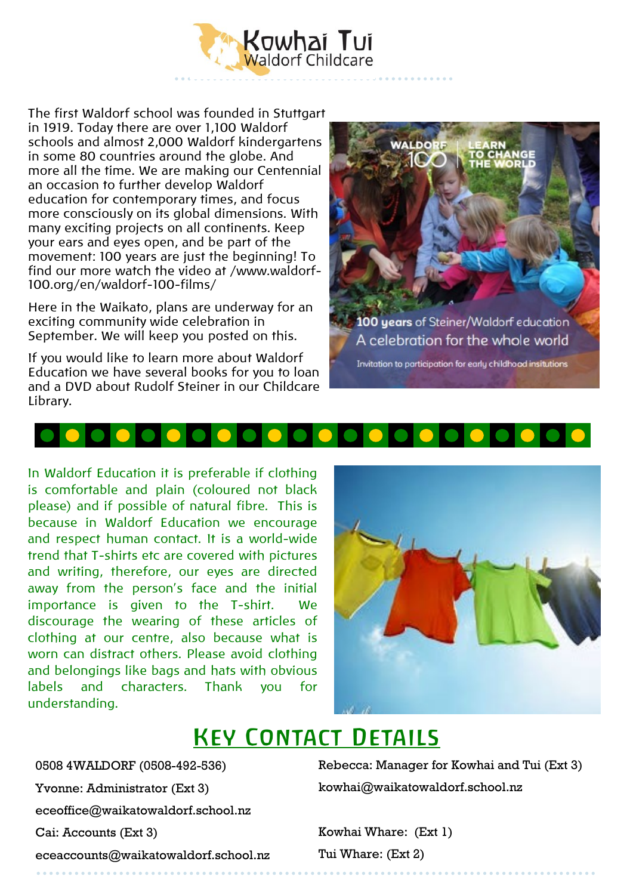# Kowhai Tui Waldorf Childcare

The first Waldorf school was founded in Stuttgart in 1919. Today there are over 1,100 Waldorf schools and almost 2,000 Waldorf kindergartens in some 80 countries around the globe. And more all the time. We are making our Centennial an occasion to further develop Waldorf education for contemporary times, and focus more consciously on its global dimensions. With many exciting projects on all continents. Keep your ears and eyes open, and be part of the movement: 100 years are just the beginning! To find our more watch the video at /www.waldorf-100.org/en/waldorf-100-films/

Here in the Waikato, plans are underway for an exciting community wide celebration in September. We will keep you posted on this.

If you would like to learn more about Waldorf Education we have several books for you to loan and a DVD about Rudolf Steiner in our Childcare Library.

In Waldorf Education it is preferable if clothing is comfortable and plain (coloured not black please) and if possible of natural fibre. This is because in Waldorf Education we encourage and respect human contact. It is a world-wide trend that T-shirts etc are covered with pictures and writing, therefore, our eyes are directed away from the person's face and the initial importance is given to the T-shirt. We discourage the wearing of these articles of clothing at our centre, also because what is worn can distract others. Please avoid clothing and belongings like bags and hats with obvious labels and characters. Thank you for understanding.

## Key Contact Details

0508 4WALDORF (0508-492-536)

Yvonne: Administrator (Ext 3)

eceoffice@waikatowaldorf.school.nz

Cai: Accounts (Ext 3)

eceaccounts@waikatowaldorf.school.nz

Rebecca: Manager for Kowhai and Tui (Ext 3)

kowhai@waikatowaldorf.school.nz

Kowhai Whare: (Ext 1)

Tui Whare: (Ext 2)